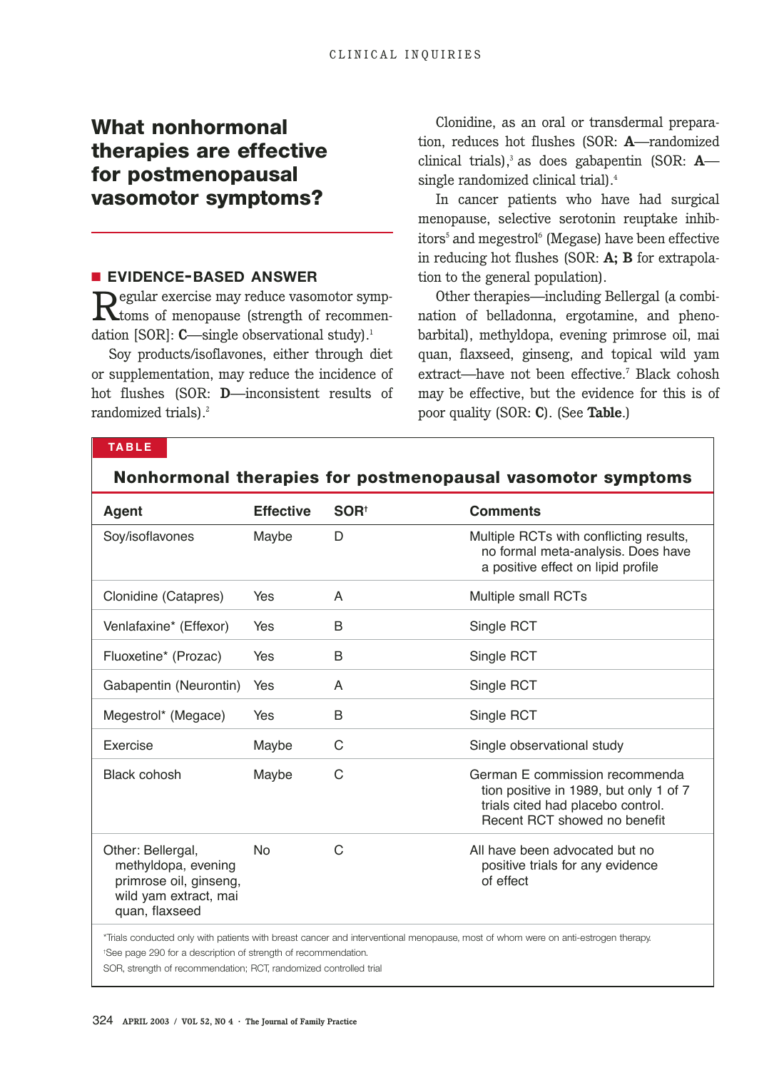# What nonhormonal therapies are effective for postmenopausal vasomotor symptoms?

## EVIDENCE-BASED ANSWER

Regular exercise may reduce vasomotor symptoms of menopause (strength of recommendation [SOR]: **C**—single observational study).[1]

Soy products/isoflavones, either through diet or supplementation, may reduce the incidence of hot flushes (SOR: **D**—inconsistent results of randomized trials).[2]

Clonidine, as an oral or transdermal preparation, reduces hot flushes (SOR: **A**—randomized clinical trials),[3] as does gabapentin (SOR: **A**—single randomized clinical trial).[4]

In cancer patients who have had surgical menopause, selective serotonin reuptake inhibitors[5] and megestrol[6] (Megase) have been effective in reducing hot flushes (SOR: **A; B** for extrapolation to the general population).

Other therapies—including Bellergal (a combination of belladonna, ergotamine, and phenobarbital), methyldopa, evening primrose oil, mai quan, flaxseed, ginseng, and topical wild yam extract—have not been effective.[7] Black cohosh may be effective, but the evidence for this is of poor quality (SOR: **C**). (See **Table**.)

**TABLE**

**Nonhormonal therapies for postmenopausal vasomotor symptoms**

| Agent | Effective | SOR† | Comments |
|---|---|---|---|
| Soy/isoflavones | Maybe | D | Multiple RCTs with conflicting results, no formal meta-analysis. Does have a positive effect on lipid profile |
| Clonidine (Catapres) | Yes | A | Multiple small RCTs |
| Venlafaxine* (Effexor) | Yes | B | Single RCT |
| Fluoxetine* (Prozac) | Yes | B | Single RCT |
| Gabapentin (Neurontin) | Yes | A | Single RCT |
| Megestrol* (Megace) | Yes | B | Single RCT |
| Exercise | Maybe | C | Single observational study |
| Black cohosh | Maybe | C | German E commission recommendation positive in 1989, but only 1 of 7 trials cited had placebo control. Recent RCT showed no benefit |
| Other: Bellergal, methyldopa, evening primrose oil, ginseng, wild yam extract, mai quan, flaxseed | No | C | All have been advocated but no positive trials for any evidence of effect |

*Trials conducted only with patients with breast cancer and interventional menopause, most of whom were on anti-estrogen therapy.

†See page 290 for a description of strength of recommendation.

SOR, strength of recommendation; RCT, randomized controlled trial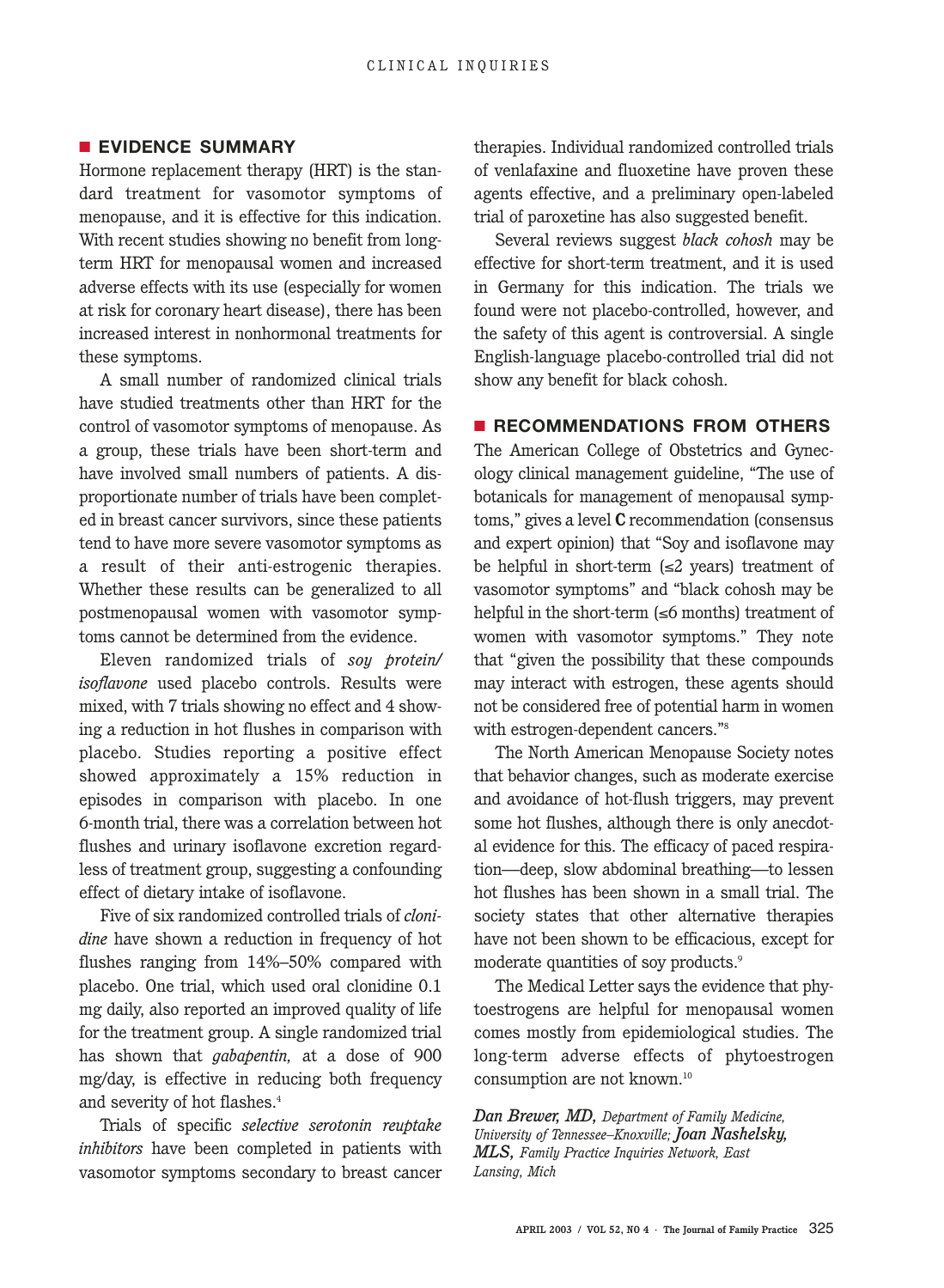## EVIDENCE SUMMARY

Hormone replacement therapy (HRT) is the standard treatment for vasomotor symptoms of menopause, and it is effective for this indication. With recent studies showing no benefit from long-term HRT for menopausal women and increased adverse effects with its use (especially for women at risk for coronary heart disease), there has been increased interest in nonhormonal treatments for these symptoms.

A small number of randomized clinical trials have studied treatments other than HRT for the control of vasomotor symptoms of menopause. As a group, these trials have been short-term and have involved small numbers of patients. A disproportionate number of trials have been completed in breast cancer survivors, since these patients tend to have more severe vasomotor symptoms as a result of their anti-estrogenic therapies. Whether these results can be generalized to all postmenopausal women with vasomotor symptoms cannot be determined from the evidence.

Eleven randomized trials of *soy protein/isoflavone* used placebo controls. Results were mixed, with 7 trials showing no effect and 4 showing a reduction in hot flushes in comparison with placebo. Studies reporting a positive effect showed approximately a 15% reduction in episodes in comparison with placebo. In one 6-month trial, there was a correlation between hot flushes and urinary isoflavone excretion regardless of treatment group, suggesting a confounding effect of dietary intake of isoflavone.

Five of six randomized controlled trials of *clonidine* have shown a reduction in frequency of hot flushes ranging from 14%–50% compared with placebo. One trial, which used oral clonidine 0.1 mg daily, also reported an improved quality of life for the treatment group. A single randomized trial has shown that *gabapentin,* at a dose of 900 mg/day, is effective in reducing both frequency and severity of hot flashes.[4]

Trials of specific *selective serotonin reuptake inhibitors* have been completed in patients with vasomotor symptoms secondary to breast cancer therapies. Individual randomized controlled trials of venlafaxine and fluoxetine have proven these agents effective, and a preliminary open-labeled trial of paroxetine has also suggested benefit.

Several reviews suggest *black cohosh* may be effective for short-term treatment, and it is used in Germany for this indication. The trials we found were not placebo-controlled, however, and the safety of this agent is controversial. A single English-language placebo-controlled trial did not show any benefit for black cohosh.

## RECOMMENDATIONS FROM OTHERS

The American College of Obstetrics and Gynecology clinical management guideline, "The use of botanicals for management of menopausal symptoms," gives a level **C** recommendation (consensus and expert opinion) that "Soy and isoflavone may be helpful in short-term (≤2 years) treatment of vasomotor symptoms" and "black cohosh may be helpful in the short-term (≤6 months) treatment of women with vasomotor symptoms." They note that "given the possibility that these compounds may interact with estrogen, these agents should not be considered free of potential harm in women with estrogen-dependent cancers."[8]

The North American Menopause Society notes that behavior changes, such as moderate exercise and avoidance of hot-flush triggers, may prevent some hot flushes, although there is only anecdotal evidence for this. The efficacy of paced respiration—deep, slow abdominal breathing—to lessen hot flushes has been shown in a small trial. The society states that other alternative therapies have not been shown to be efficacious, except for moderate quantities of soy products.[9]

The Medical Letter says the evidence that phytoestrogens are helpful for menopausal women comes mostly from epidemiological studies. The long-term adverse effects of phytoestrogen consumption are not known.[10]

***Dan Brewer, MD,*** *Department of Family Medicine, University of Tennessee–Knoxville;* ***Joan Nashelsky, MLS,*** *Family Practice Inquiries Network, East Lansing, Mich*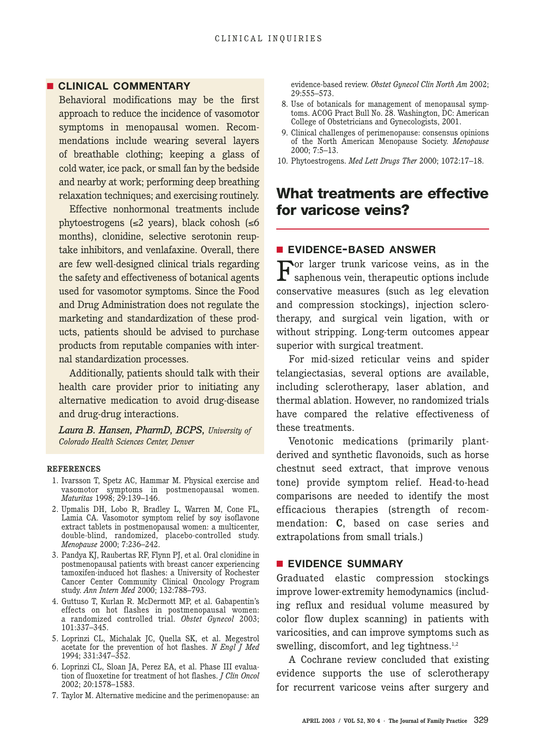## ■ CLINICAL COMMENTARY

Behavioral modifications may be the first approach to reduce the incidence of vasomotor symptoms in menopausal women. Recommendations include wearing several layers of breathable clothing; keeping a glass of cold water, ice pack, or small fan by the bedside and nearby at work; performing deep breathing relaxation techniques; and exercising routinely.

Effective nonhormonal treatments include phytoestrogens (≤2 years), black cohosh (≤6 months), clonidine, selective serotonin reuptake inhibitors, and venlafaxine. Overall, there are few well-designed clinical trials regarding the safety and effectiveness of botanical agents used for vasomotor symptoms. Since the Food and Drug Administration does not regulate the marketing and standardization of these products, patients should be advised to purchase products from reputable companies with internal standardization processes.

Additionally, patients should talk with their health care provider prior to initiating any alternative medication to avoid drug-disease and drug-drug interactions.

***Laura B. Hansen, PharmD, BCPS,*** *University of Colorado Health Sciences Center, Denver*

### REFERENCES

1. Ivarsson T, Spetz AC, Hammar M. Physical exercise and vasomotor symptoms in postmenopausal women. *Maturitas* 1998; 29:139–146.
2. Upmalis DH, Lobo R, Bradley L, Warren M, Cone FL, Lamia CA. Vasomotor symptom relief by soy isoflavone extract tablets in postmenopausal women: a multicenter, double-blind, randomized, placebo-controlled study. *Menopause* 2000; 7:236–242.
3. Pandya KJ, Raubertas RF, Flynn PJ, et al. Oral clonidine in postmenopausal patients with breast cancer experiencing tamoxifen-induced hot flashes: a University of Rochester Cancer Center Community Clinical Oncology Program study. *Ann Intern Med* 2000; 132:788–793.
4. Guttuso T, Kurlan R. McDermott MP, et al. Gabapentin's effects on hot flashes in postmenopausal women: a randomized controlled trial. *Obstet Gynecol* 2003; 101:337–345.
5. Loprinzi CL, Michalak JC, Quella SK, et al. Megestrol acetate for the prevention of hot flashes. *N Engl J Med* 1994; 331:347–352.
6. Loprinzi CL, Sloan JA, Perez EA, et al. Phase III evaluation of fluoxetine for treatment of hot flashes. *J Clin Oncol* 2002; 20:1578–1583.
7. Taylor M. Alternative medicine and the perimenopause: an evidence-based review. *Obstet Gynecol Clin North Am* 2002; 29:555–573.
8. Use of botanicals for management of menopausal symptoms. ACOG Pract Bull No. 28. Washington, DC: American College of Obstetricians and Gynecologists, 2001.
9. Clinical challenges of perimenopause: consensus opinions of the North American Menopause Society. *Menopause* 2000; 7:5–13.
10. Phytoestrogens. *Med Lett Drugs Ther* 2000; 1072:17–18.

# What treatments are effective for varicose veins?

## ■ EVIDENCE-BASED ANSWER

For larger trunk varicose veins, as in the saphenous vein, therapeutic options include conservative measures (such as leg elevation and compression stockings), injection sclerotherapy, and surgical vein ligation, with or without stripping. Long-term outcomes appear superior with surgical treatment.

For mid-sized reticular veins and spider telangiectasias, several options are available, including sclerotherapy, laser ablation, and thermal ablation. However, no randomized trials have compared the relative effectiveness of these treatments.

Venotonic medications (primarily plant-derived and synthetic flavonoids, such as horse chestnut seed extract, that improve venous tone) provide symptom relief. Head-to-head comparisons are needed to identify the most efficacious therapies (strength of recommendation: **C**, based on case series and extrapolations from small trials.)

## ■ EVIDENCE SUMMARY

Graduated elastic compression stockings improve lower-extremity hemodynamics (including reflux and residual volume measured by color flow duplex scanning) in patients with varicosities, and can improve symptoms such as swelling, discomfort, and leg tightness.[1,2]

A Cochrane review concluded that existing evidence supports the use of sclerotherapy for recurrent varicose veins after surgery and